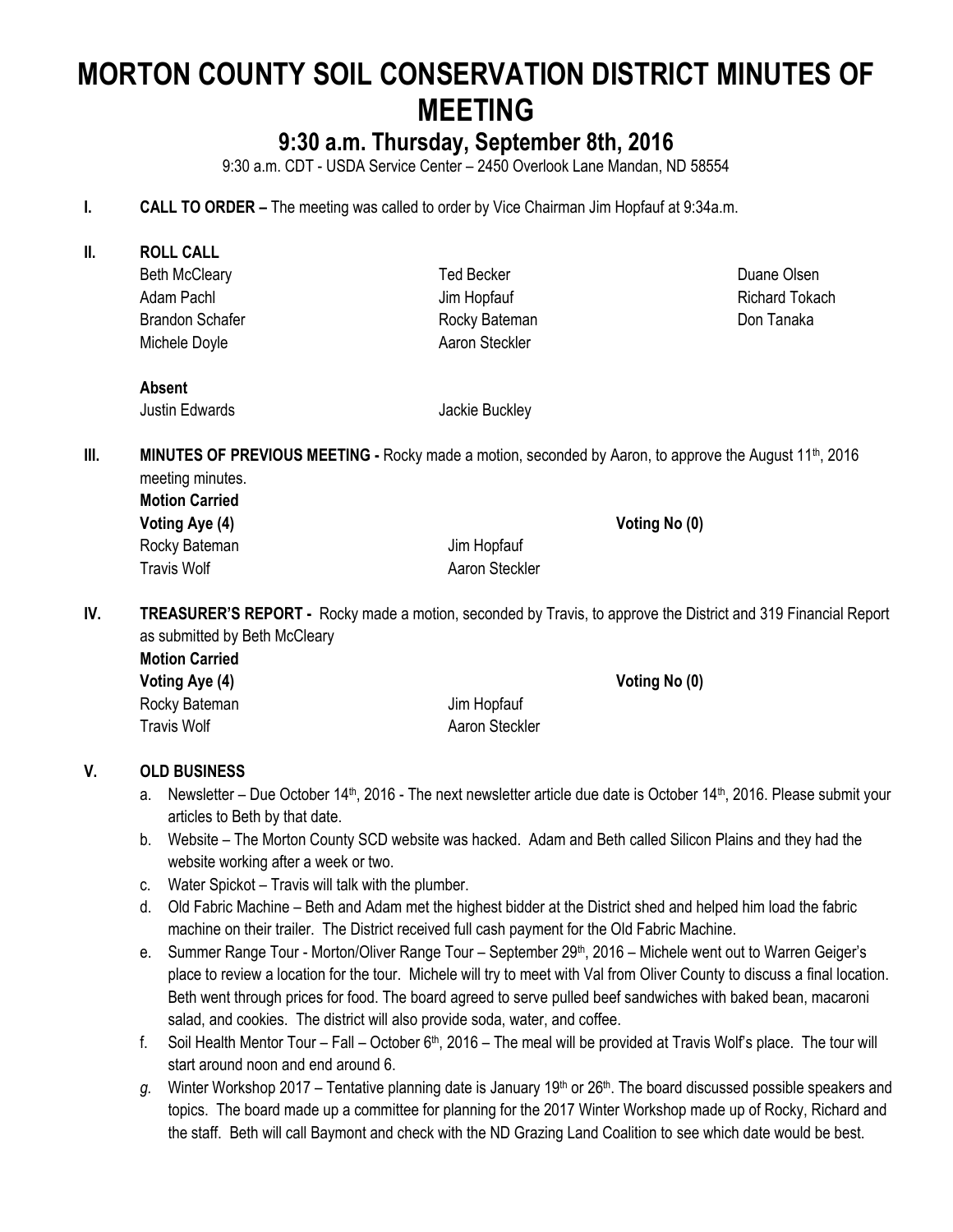# MORTON COUNTY SOIL CONSERVATION DISTRICT MINUTES OF MEETING

## 9:30 a.m. Thursday, September 8th, 2016

9:30 a.m. CDT - USDA Service Center – 2450 Overlook Lane Mandan, ND 58554

**I. CALL TO ORDER –** The meeting was called to order by Vice Chairman Jim Hopfauf at 9:34a.m.

**II. ROLL CALL**

| | | |
|---|---|---|
| Beth McCleary | Ted Becker | Duane Olsen |
| Adam Pachl | Jim Hopfauf | Richard Tokach |
| Brandon Schafer | Rocky Bateman | Don Tanaka |
| Michele Doyle | Aaron Steckler | |

**Absent**

| | |
|---|---|
| Justin Edwards | Jackie Buckley |

**III. MINUTES OF PREVIOUS MEETING -** Rocky made a motion, seconded by Aaron, to approve the August 11th, 2016 meeting minutes.

**Motion Carried**

| **Voting Aye (4)** | | **Voting No (0)** |
|---|---|---|
| Rocky Bateman | Jim Hopfauf | |
| Travis Wolf | Aaron Steckler | |

**IV. TREASURER'S REPORT -** Rocky made a motion, seconded by Travis, to approve the District and 319 Financial Report as submitted by Beth McCleary

**Motion Carried**

| **Voting Aye (4)** | | **Voting No (0)** |
|---|---|---|
| Rocky Bateman | Jim Hopfauf | |
| Travis Wolf | Aaron Steckler | |

**V. OLD BUSINESS**

a. Newsletter – Due October 14th, 2016 - The next newsletter article due date is October 14th, 2016. Please submit your articles to Beth by that date.

b. Website – The Morton County SCD website was hacked. Adam and Beth called Silicon Plains and they had the website working after a week or two.

c. Water Spickot – Travis will talk with the plumber.

d. Old Fabric Machine – Beth and Adam met the highest bidder at the District shed and helped him load the fabric machine on their trailer. The District received full cash payment for the Old Fabric Machine.

e. Summer Range Tour - Morton/Oliver Range Tour – September 29th, 2016 – Michele went out to Warren Geiger's place to review a location for the tour. Michele will try to meet with Val from Oliver County to discuss a final location. Beth went through prices for food. The board agreed to serve pulled beef sandwiches with baked bean, macaroni salad, and cookies. The district will also provide soda, water, and coffee.

f. Soil Health Mentor Tour – Fall – October 6th, 2016 – The meal will be provided at Travis Wolf's place. The tour will start around noon and end around 6.

*g.* Winter Workshop 2017 – Tentative planning date is January 19th or 26th. The board discussed possible speakers and topics. The board made up a committee for planning for the 2017 Winter Workshop made up of Rocky, Richard and the staff. Beth will call Baymont and check with the ND Grazing Land Coalition to see which date would be best.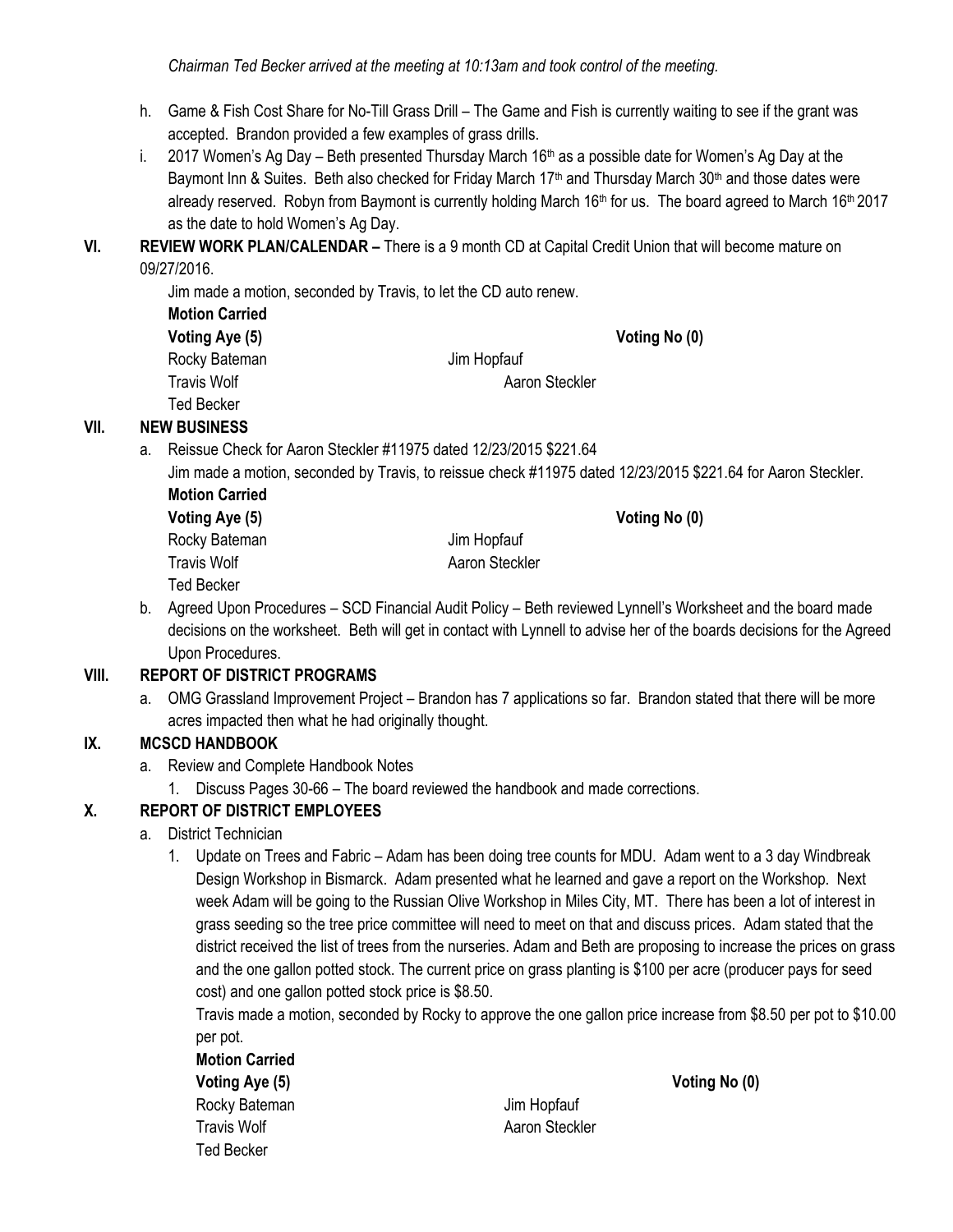*Chairman Ted Becker arrived at the meeting at 10:13am and took control of the meeting.*

h. Game & Fish Cost Share for No-Till Grass Drill – The Game and Fish is currently waiting to see if the grant was accepted. Brandon provided a few examples of grass drills.

i. 2017 Women's Ag Day – Beth presented Thursday March 16th as a possible date for Women's Ag Day at the Baymont Inn & Suites. Beth also checked for Friday March 17th and Thursday March 30th and those dates were already reserved. Robyn from Baymont is currently holding March 16th for us. The board agreed to March 16th 2017 as the date to hold Women's Ag Day.

## VI. REVIEW WORK PLAN/CALENDAR –

There is a 9 month CD at Capital Credit Union that will become mature on 09/27/2016.

Jim made a motion, seconded by Travis, to let the CD auto renew.

**Motion Carried**

| **Voting Aye (5)** | | **Voting No (0)** |
|---|---|---|
| Rocky Bateman | Jim Hopfauf | |
| Travis Wolf | Aaron Steckler | |
| Ted Becker | | |

## VII. NEW BUSINESS

a. Reissue Check for Aaron Steckler #11975 dated 12/23/2015 $221.64

Jim made a motion, seconded by Travis, to reissue check #11975 dated 12/23/2015 $221.64 for Aaron Steckler.

**Motion Carried**

| **Voting Aye (5)** | | **Voting No (0)** |
|---|---|---|
| Rocky Bateman | Jim Hopfauf | |
| Travis Wolf | Aaron Steckler | |
| Ted Becker | | |

b. Agreed Upon Procedures – SCD Financial Audit Policy – Beth reviewed Lynnell's Worksheet and the board made decisions on the worksheet. Beth will get in contact with Lynnell to advise her of the boards decisions for the Agreed Upon Procedures.

## VIII. REPORT OF DISTRICT PROGRAMS

a. OMG Grassland Improvement Project – Brandon has 7 applications so far. Brandon stated that there will be more acres impacted then what he had originally thought.

## IX. MCSCD HANDBOOK

a. Review and Complete Handbook Notes
   1. Discuss Pages 30-66 – The board reviewed the handbook and made corrections.

## X. REPORT OF DISTRICT EMPLOYEES

a. District Technician
   1. Update on Trees and Fabric – Adam has been doing tree counts for MDU. Adam went to a 3 day Windbreak Design Workshop in Bismarck. Adam presented what he learned and gave a report on the Workshop. Next week Adam will be going to the Russian Olive Workshop in Miles City, MT. There has been a lot of interest in grass seeding so the tree price committee will need to meet on that and discuss prices. Adam stated that the district received the list of trees from the nurseries. Adam and Beth are proposing to increase the prices on grass and the one gallon potted stock. The current price on grass planting is $100 per acre (producer pays for seed cost) and one gallon potted stock price is $8.50.

      Travis made a motion, seconded by Rocky to approve the one gallon price increase from $8.50 per pot to $10.00 per pot.

      **Motion Carried**

| **Voting Aye (5)** | | **Voting No (0)** |
|---|---|---|
| Rocky Bateman | Jim Hopfauf | |
| Travis Wolf | Aaron Steckler | |
| Ted Becker | | |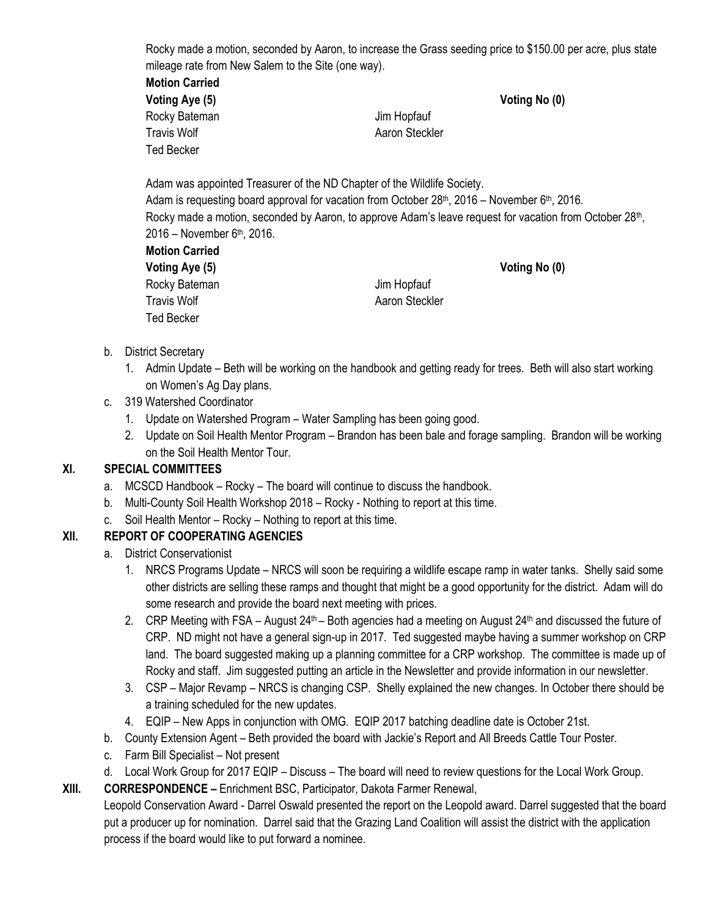Rocky made a motion, seconded by Aaron, to increase the Grass seeding price to $150.00 per acre, plus state mileage rate from New Salem to the Site (one way).

**Motion Carried**

| **Voting Aye (5)** | | **Voting No (0)** |
|---|---|---|
| Rocky Bateman | Jim Hopfauf | |
| Travis Wolf | Aaron Steckler | |
| Ted Becker | | |

Adam was appointed Treasurer of the ND Chapter of the Wildlife Society.
Adam is requesting board approval for vacation from October 28th, 2016 – November 6th, 2016.
Rocky made a motion, seconded by Aaron, to approve Adam's leave request for vacation from October 28th, 2016 – November 6th, 2016.

**Motion Carried**

| **Voting Aye (5)** | | **Voting No (0)** |
|---|---|---|
| Rocky Bateman | Jim Hopfauf | |
| Travis Wolf | Aaron Steckler | |
| Ted Becker | | |

b. District Secretary
   1. Admin Update – Beth will be working on the handbook and getting ready for trees. Beth will also start working on Women's Ag Day plans.

c. 319 Watershed Coordinator
   1. Update on Watershed Program – Water Sampling has been going good.
   2. Update on Soil Health Mentor Program – Brandon has been bale and forage sampling. Brandon will be working on the Soil Health Mentor Tour.

## XI. SPECIAL COMMITTEES

a. MCSCD Handbook – Rocky – The board will continue to discuss the handbook.
b. Multi-County Soil Health Workshop 2018 – Rocky - Nothing to report at this time.
c. Soil Health Mentor – Rocky – Nothing to report at this time.

## XII. REPORT OF COOPERATING AGENCIES

a. District Conservationist
   1. NRCS Programs Update – NRCS will soon be requiring a wildlife escape ramp in water tanks. Shelly said some other districts are selling these ramps and thought that might be a good opportunity for the district. Adam will do some research and provide the board next meeting with prices.
   2. CRP Meeting with FSA – August 24th – Both agencies had a meeting on August 24th and discussed the future of CRP. ND might not have a general sign-up in 2017. Ted suggested maybe having a summer workshop on CRP land. The board suggested making up a planning committee for a CRP workshop. The committee is made up of Rocky and staff. Jim suggested putting an article in the Newsletter and provide information in our newsletter.
   3. CSP – Major Revamp – NRCS is changing CSP. Shelly explained the new changes. In October there should be a training scheduled for the new updates.
   4. EQIP – New Apps in conjunction with OMG. EQIP 2017 batching deadline date is October 21st.

b. County Extension Agent – Beth provided the board with Jackie's Report and All Breeds Cattle Tour Poster.
c. Farm Bill Specialist – Not present
d. Local Work Group for 2017 EQIP – Discuss – The board will need to review questions for the Local Work Group.

## XIII. CORRESPONDENCE – Enrichment BSC, Participator, Dakota Farmer Renewal,

Leopold Conservation Award - Darrel Oswald presented the report on the Leopold award. Darrel suggested that the board put a producer up for nomination. Darrel said that the Grazing Land Coalition will assist the district with the application process if the board would like to put forward a nominee.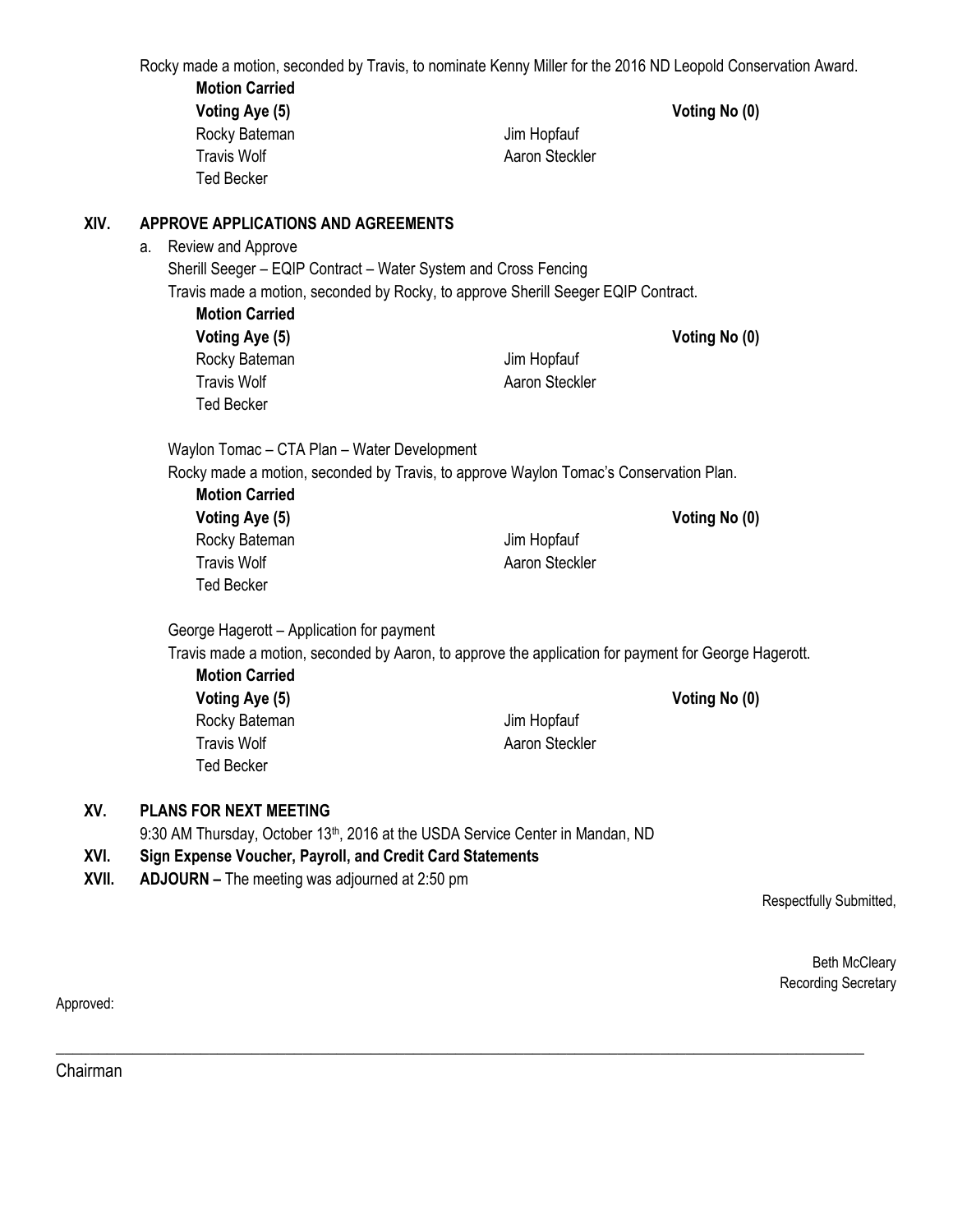Rocky made a motion, seconded by Travis, to nominate Kenny Miller for the 2016 ND Leopold Conservation Award.

**Motion Carried**

| **Voting Aye (5)** | | **Voting No (0)** |
|---|---|---|
| Rocky Bateman | Jim Hopfauf | |
| Travis Wolf | Aaron Steckler | |
| Ted Becker | | |

## XIV. APPROVE APPLICATIONS AND AGREEMENTS

a. Review and Approve

Sherill Seeger – EQIP Contract – Water System and Cross Fencing

Travis made a motion, seconded by Rocky, to approve Sherill Seeger EQIP Contract.

**Motion Carried**

| **Voting Aye (5)** | | **Voting No (0)** |
|---|---|---|
| Rocky Bateman | Jim Hopfauf | |
| Travis Wolf | Aaron Steckler | |
| Ted Becker | | |

Waylon Tomac – CTA Plan – Water Development

Rocky made a motion, seconded by Travis, to approve Waylon Tomac's Conservation Plan.

**Motion Carried**

| **Voting Aye (5)** | | **Voting No (0)** |
|---|---|---|
| Rocky Bateman | Jim Hopfauf | |
| Travis Wolf | Aaron Steckler | |
| Ted Becker | | |

George Hagerott – Application for payment

Travis made a motion, seconded by Aaron, to approve the application for payment for George Hagerott.

**Motion Carried**

| **Voting Aye (5)** | | **Voting No (0)** |
|---|---|---|
| Rocky Bateman | Jim Hopfauf | |
| Travis Wolf | Aaron Steckler | |
| Ted Becker | | |

## XV. PLANS FOR NEXT MEETING

9:30 AM Thursday, October 13th, 2016 at the USDA Service Center in Mandan, ND

## XVI. Sign Expense Voucher, Payroll, and Credit Card Statements

## XVII. ADJOURN – The meeting was adjourned at 2:50 pm

Respectfully Submitted,

Beth McCleary
Recording Secretary

Approved:

\_\_\_\_\_\_\_\_\_\_\_\_\_\_\_\_\_\_\_\_\_\_\_\_\_\_\_\_\_\_\_\_\_\_\_\_\_\_\_\_\_\_\_\_

Chairman